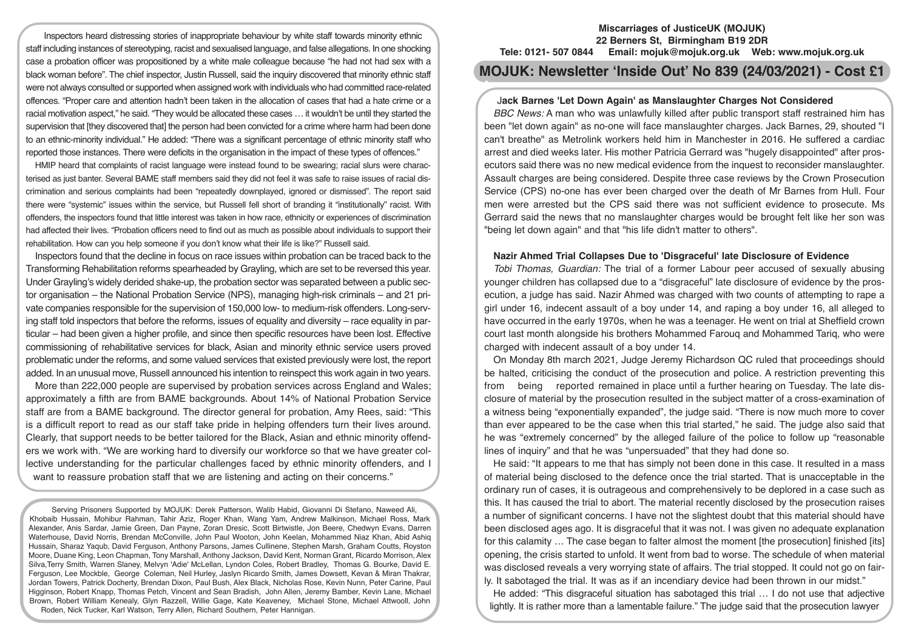Inspectors heard distressing stories of inappropriate behaviour by white staff towards minority ethnic staff including instances of stereotyping, racist and sexualised language, and false allegations. In one shocking case a probation officer was propositioned by a white male colleague because "he had not had sex with a black woman before". The chief inspector, Justin Russell, said the inquiry discovered that minority ethnic staff were not always consulted or supported when assigned work with individuals who had committed race-related offences. "Proper care and attention hadn't been taken in the allocation of cases that had a hate crime or a racial motivation aspect," he said. "They would be allocated these cases … it wouldn't be until they started the supervision that [they discovered that] the person had been convicted for a crime where harm had been done to an ethnic-minority individual." He added: "There was a significant percentage of ethnic minority staff who reported those instances. There were deficits in the organisation in the impact of these types of offences."

HMIP heard that complaints of racist language were instead found to be swearing; racial slurs were characterised as just banter. Several BAME staff members said they did not feel it was safe to raise issues of racial discrimination and serious complaints had been "repeatedly downplayed, ignored or dismissed". The report said there were "systemic" issues within the service, but Russell fell short of branding it "institutionally" racist. With offenders, the inspectors found that little interest was taken in how race, ethnicity or experiences of discrimination had affected their lives. "Probation officers need to find out as much as possible about individuals to support their rehabilitation. How can you help someone if you don't know what their life is like?" Russell said.

Inspectors found that the decline in focus on race issues within probation can be traced back to the Transforming Rehabilitation reforms spearheaded by Grayling, which are set to be reversed this year. Under Grayling's widely derided shake-up, the probation sector was separated between a public sector organisation – the National Probation Service (NPS), managing high-risk criminals – and 21 private companies responsible for the supervision of 150,000 low- to medium-risk offenders. Long-serving staff told inspectors that before the reforms, issues of equality and diversity – race equality in particular – had been given a higher profile, and since then specific resources have been lost. Effective commissioning of rehabilitative services for black, Asian and minority ethnic service users proved problematic under the reforms, and some valued services that existed previously were lost, the report added. In an unusual move, Russell announced his intention to reinspect this work again in two years.

More than 222,000 people are supervised by probation services across England and Wales; approximately a fifth are from BAME backgrounds. About 14% of National Probation Service staff are from a BAME background. The director general for probation, Amy Rees, said: "This is a difficult report to read as our staff take pride in helping offenders turn their lives around. Clearly, that support needs to be better tailored for the Black, Asian and ethnic minority offenders we work with. "We are working hard to diversify our workforce so that we have greater collective understanding for the particular challenges faced by ethnic minority offenders, and I want to reassure probation staff that we are listening and acting on their concerns."

Serving Prisoners Supported by MOJUK: Derek Patterson, Walib Habid, Giovanni Di Stefano, Naweed Ali, Khobaib Hussain, Mohibur Rahman, Tahir Aziz, Roger Khan, Wang Yam, Andrew Malkinson, Michael Ross, Mark Alexander, Anis Sardar, Jamie Green, Dan Payne, Zoran Dresic, Scott Birtwistle, Jon Beere, Chedwyn Evans, Darren Waterhouse, David Norris, Brendan McConville, John Paul Wooton, John Keelan, Mohammed Niaz Khan, Abid Ashiq Hussain, Sharaz Yaqub, David Ferguson, Anthony Parsons, James Cullinene, Stephen Marsh, Graham Coutts, Royston Moore, Duane King, Leon Chapman, Tony Marshall, Anthony Jackson, David Kent, Norman Grant, Ricardo Morrison, Alex Silva,Terry Smith, Warren Slaney, Melvyn 'Adie' McLellan, Lyndon Coles, Robert Bradley, Thomas G. Bourke, David E. Ferguson, Lee Mockble, George Coleman, Neil Hurley, Jaslyn Ricardo Smith, James Dowsett, Kevan & Miran Thakrar, Jordan Towers, Patrick Docherty, Brendan Dixon, Paul Bush, Alex Black, Nicholas Rose, Kevin Nunn, Peter Carine, Paul Higginson, Robert Knapp, Thomas Petch, Vincent and Sean Bradish, John Allen, Jeremy Bamber, Kevin Lane, Michael Brown, Robert William Kenealy, Glyn Razzell, Willie Gage, Kate Keaveney, Michael Stone, Michael Attwooll, John Roden, Nick Tucker, Karl Watson, Terry Allen, Richard Southern, Peter Hannigan.

**Miscarriages of JusticeUK (MOJUK)**
**22 Berners St, Birmingham B19 2DR**
**Tele: 0121- 507 0844 Email: mojuk@mojuk.org.uk Web: www.mojuk.org.uk**

# MOJUK: Newsletter 'Inside Out' No 839 (24/03/2021) - Cost £1

## Jack Barnes 'Let Down Again' as Manslaughter Charges Not Considered

*BBC News:* A man who was unlawfully killed after public transport staff restrained him has been "let down again" as no-one will face manslaughter charges. Jack Barnes, 29, shouted "I can't breathe" as Metrolink workers held him in Manchester in 2016. He suffered a cardiac arrest and died weeks later. His mother Patricia Gerrard was "hugely disappointed" after prosecutors said there was no new medical evidence from the inquest to reconsider manslaughter. Assault charges are being considered. Despite three case reviews by the Crown Prosecution Service (CPS) no-one has ever been charged over the death of Mr Barnes from Hull. Four men were arrested but the CPS said there was not sufficient evidence to prosecute. Ms Gerrard said the news that no manslaughter charges would be brought felt like her son was "being let down again" and that "his life didn't matter to others".

## Nazir Ahmed Trial Collapses Due to 'Disgraceful' late Disclosure of Evidence

*Tobi Thomas, Guardian:* The trial of a former Labour peer accused of sexually abusing younger children has collapsed due to a "disgraceful" late disclosure of evidence by the prosecution, a judge has said. Nazir Ahmed was charged with two counts of attempting to rape a girl under 16, indecent assault of a boy under 14, and raping a boy under 16, all alleged to have occurred in the early 1970s, when he was a teenager. He went on trial at Sheffield crown court last month alongside his brothers Mohammed Farouq and Mohammed Tariq, who were charged with indecent assault of a boy under 14.

On Monday 8th march 2021, Judge Jeremy Richardson QC ruled that proceedings should be halted, criticising the conduct of the prosecution and police. A restriction preventing this from being reported remained in place until a further hearing on Tuesday. The late disclosure of material by the prosecution resulted in the subject matter of a cross-examination of a witness being "exponentially expanded", the judge said. "There is now much more to cover than ever appeared to be the case when this trial started," he said. The judge also said that he was "extremely concerned" by the alleged failure of the police to follow up "reasonable lines of inquiry" and that he was "unpersuaded" that they had done so.

He said: "It appears to me that has simply not been done in this case. It resulted in a mass of material being disclosed to the defence once the trial started. That is unacceptable in the ordinary run of cases, it is outrageous and comprehensively to be deplored in a case such as this. It has caused the trial to abort. The material recently disclosed by the prosecution raises a number of significant concerns. I have not the slightest doubt that this material should have been disclosed ages ago. It is disgraceful that it was not. I was given no adequate explanation for this calamity … The case began to falter almost the moment [the prosecution] finished [its] opening, the crisis started to unfold. It went from bad to worse. The schedule of when material was disclosed reveals a very worrying state of affairs. The trial stopped. It could not go on fairly. It sabotaged the trial. It was as if an incendiary device had been thrown in our midst."

He added: "This disgraceful situation has sabotaged this trial … I do not use that adjective lightly. It is rather more than a lamentable failure." The judge said that the prosecution lawyer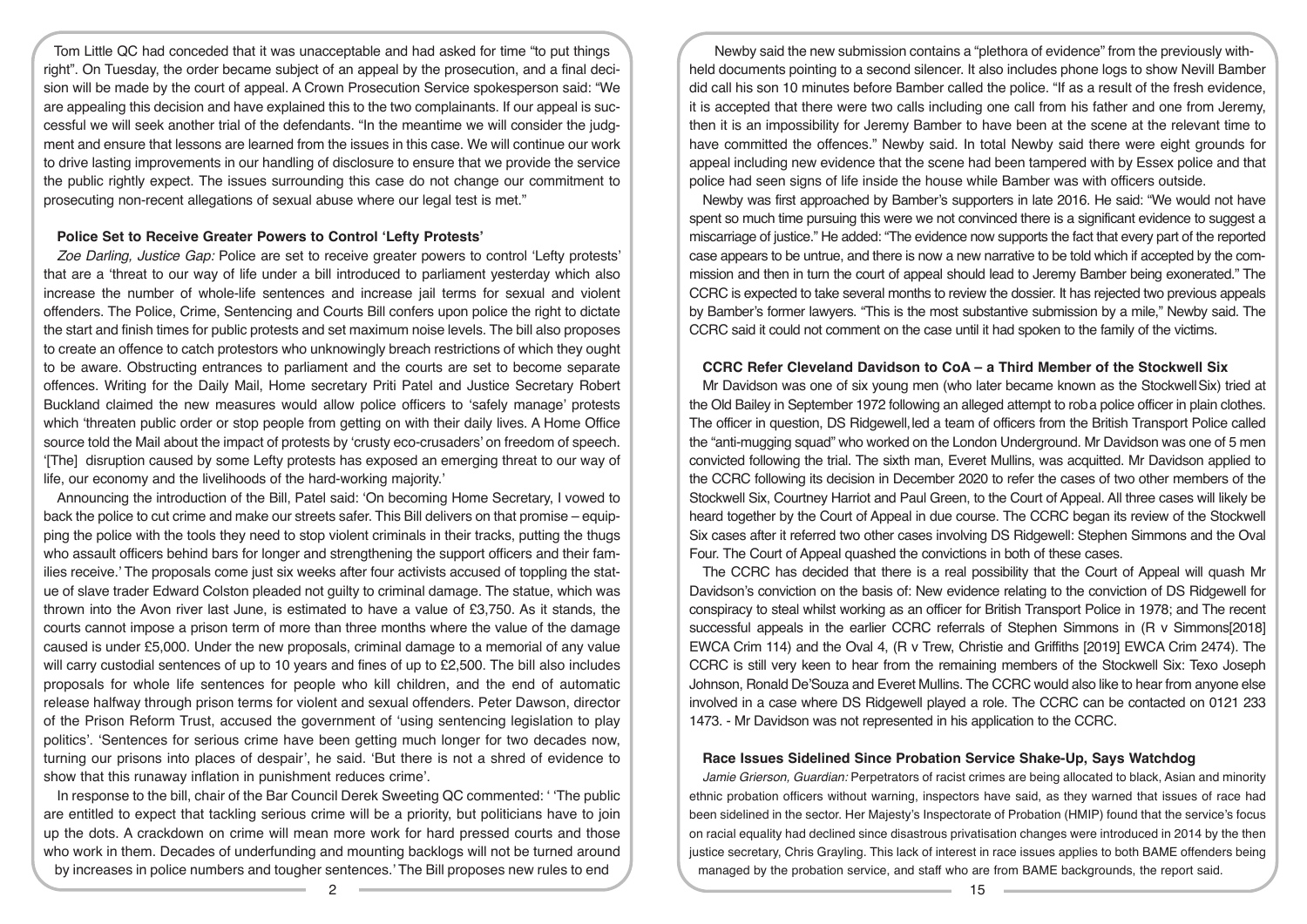Tom Little QC had conceded that it was unacceptable and had asked for time "to put things right". On Tuesday, the order became subject of an appeal by the prosecution, and a final decision will be made by the court of appeal. A Crown Prosecution Service spokesperson said: "We are appealing this decision and have explained this to the two complainants. If our appeal is successful we will seek another trial of the defendants. "In the meantime we will consider the judgment and ensure that lessons are learned from the issues in this case. We will continue our work to drive lasting improvements in our handling of disclosure to ensure that we provide the service the public rightly expect. The issues surrounding this case do not change our commitment to prosecuting non-recent allegations of sexual abuse where our legal test is met."

### Police Set to Receive Greater Powers to Control 'Lefty Protests'

*Zoe Darling, Justice Gap:* Police are set to receive greater powers to control 'Lefty protests' that are a 'threat to our way of life under a bill introduced to parliament yesterday which also increase the number of whole-life sentences and increase jail terms for sexual and violent offenders. The Police, Crime, Sentencing and Courts Bill confers upon police the right to dictate the start and finish times for public protests and set maximum noise levels. The bill also proposes to create an offence to catch protestors who unknowingly breach restrictions of which they ought to be aware. Obstructing entrances to parliament and the courts are set to become separate offences. Writing for the Daily Mail, Home secretary Priti Patel and Justice Secretary Robert Buckland claimed the new measures would allow police officers to 'safely manage' protests which 'threaten public order or stop people from getting on with their daily lives. A Home Office source told the Mail about the impact of protests by 'crusty eco-crusaders' on freedom of speech. '[The] disruption caused by some Lefty protests has exposed an emerging threat to our way of life, our economy and the livelihoods of the hard-working majority.'

Announcing the introduction of the Bill, Patel said: 'On becoming Home Secretary, I vowed to back the police to cut crime and make our streets safer. This Bill delivers on that promise – equipping the police with the tools they need to stop violent criminals in their tracks, putting the thugs who assault officers behind bars for longer and strengthening the support officers and their families receive.' The proposals come just six weeks after four activists accused of toppling the statue of slave trader Edward Colston pleaded not guilty to criminal damage. The statue, which was thrown into the Avon river last June, is estimated to have a value of £3,750. As it stands, the courts cannot impose a prison term of more than three months where the value of the damage caused is under £5,000. Under the new proposals, criminal damage to a memorial of any value will carry custodial sentences of up to 10 years and fines of up to £2,500. The bill also includes proposals for whole life sentences for people who kill children, and the end of automatic release halfway through prison terms for violent and sexual offenders. Peter Dawson, director of the Prison Reform Trust, accused the government of 'using sentencing legislation to play politics'. 'Sentences for serious crime have been getting much longer for two decades now, turning our prisons into places of despair', he said. 'But there is not a shred of evidence to show that this runaway inflation in punishment reduces crime'.

In response to the bill, chair of the Bar Council Derek Sweeting QC commented: ' 'The public are entitled to expect that tackling serious crime will be a priority, but politicians have to join up the dots. A crackdown on crime will mean more work for hard pressed courts and those who work in them. Decades of underfunding and mounting backlogs will not be turned around by increases in police numbers and tougher sentences.' The Bill proposes new rules to end

Newby said the new submission contains a "plethora of evidence" from the previously withheld documents pointing to a second silencer. It also includes phone logs to show Nevill Bamber did call his son 10 minutes before Bamber called the police. "If as a result of the fresh evidence, it is accepted that there were two calls including one call from his father and one from Jeremy, then it is an impossibility for Jeremy Bamber to have been at the scene at the relevant time to have committed the offences." Newby said. In total Newby said there were eight grounds for appeal including new evidence that the scene had been tampered with by Essex police and that police had seen signs of life inside the house while Bamber was with officers outside.

Newby was first approached by Bamber's supporters in late 2016. He said: "We would not have spent so much time pursuing this were we not convinced there is a significant evidence to suggest a miscarriage of justice." He added: "The evidence now supports the fact that every part of the reported case appears to be untrue, and there is now a new narrative to be told which if accepted by the commission and then in turn the court of appeal should lead to Jeremy Bamber being exonerated." The CCRC is expected to take several months to review the dossier. It has rejected two previous appeals by Bamber's former lawyers. "This is the most substantive submission by a mile," Newby said. The CCRC said it could not comment on the case until it had spoken to the family of the victims.

### CCRC Refer Cleveland Davidson to CoA – a Third Member of the Stockwell Six

Mr Davidson was one of six young men (who later became known as the Stockwell Six) tried at the Old Bailey in September 1972 following an alleged attempt to rob a police officer in plain clothes. The officer in question, DS Ridgewell, led a team of officers from the British Transport Police called the "anti-mugging squad" who worked on the London Underground. Mr Davidson was one of 5 men convicted following the trial. The sixth man, Everet Mullins, was acquitted. Mr Davidson applied to the CCRC following its decision in December 2020 to refer the cases of two other members of the Stockwell Six, Courtney Harriot and Paul Green, to the Court of Appeal. All three cases will likely be heard together by the Court of Appeal in due course. The CCRC began its review of the Stockwell Six cases after it referred two other cases involving DS Ridgewell: Stephen Simmons and the Oval Four. The Court of Appeal quashed the convictions in both of these cases.

The CCRC has decided that there is a real possibility that the Court of Appeal will quash Mr Davidson's conviction on the basis of: New evidence relating to the conviction of DS Ridgewell for conspiracy to steal whilst working as an officer for British Transport Police in 1978; and The recent successful appeals in the earlier CCRC referrals of Stephen Simmons in (R v Simmons[2018] EWCA Crim 114) and the Oval 4, (R v Trew, Christie and Griffiths [2019] EWCA Crim 2474). The CCRC is still very keen to hear from the remaining members of the Stockwell Six: Texo Joseph Johnson, Ronald De'Souza and Everet Mullins. The CCRC would also like to hear from anyone else involved in a case where DS Ridgewell played a role. The CCRC can be contacted on 0121 233 1473. - Mr Davidson was not represented in his application to the CCRC.

### Race Issues Sidelined Since Probation Service Shake-Up, Says Watchdog

*Jamie Grierson, Guardian:* Perpetrators of racist crimes are being allocated to black, Asian and minority ethnic probation officers without warning, inspectors have said, as they warned that issues of race had been sidelined in the sector. Her Majesty's Inspectorate of Probation (HMIP) found that the service's focus on racial equality had declined since disastrous privatisation changes were introduced in 2014 by the then justice secretary, Chris Grayling. This lack of interest in race issues applies to both BAME offenders being managed by the probation service, and staff who are from BAME backgrounds, the report said.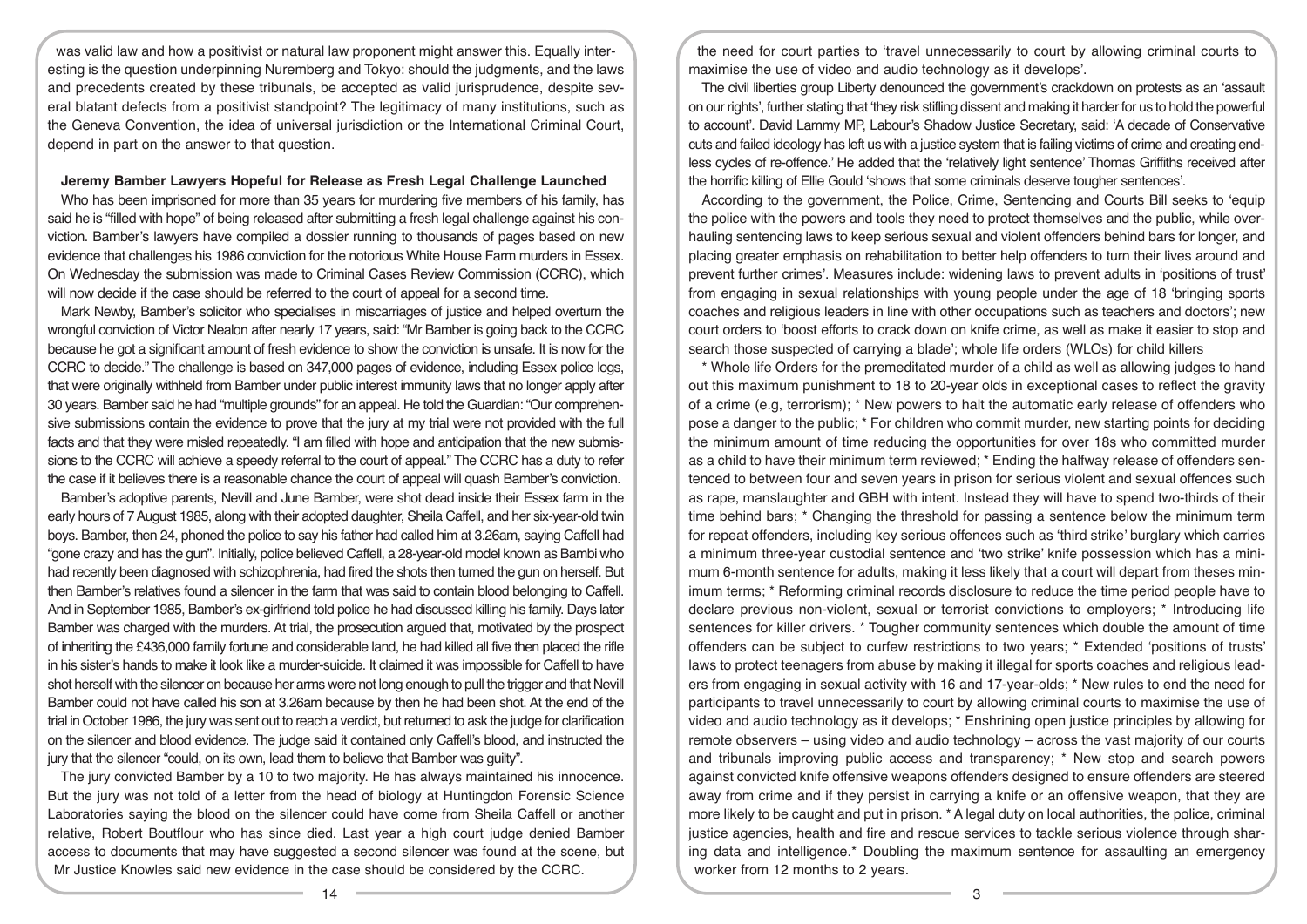was valid law and how a positivist or natural law proponent might answer this. Equally interesting is the question underpinning Nuremberg and Tokyo: should the judgments, and the laws and precedents created by these tribunals, be accepted as valid jurisprudence, despite several blatant defects from a positivist standpoint? The legitimacy of many institutions, such as the Geneva Convention, the idea of universal jurisdiction or the International Criminal Court, depend in part on the answer to that question.

**Jeremy Bamber Lawyers Hopeful for Release as Fresh Legal Challenge Launched**

Who has been imprisoned for more than 35 years for murdering five members of his family, has said he is "filled with hope" of being released after submitting a fresh legal challenge against his conviction. Bamber's lawyers have compiled a dossier running to thousands of pages based on new evidence that challenges his 1986 conviction for the notorious White House Farm murders in Essex. On Wednesday the submission was made to Criminal Cases Review Commission (CCRC), which will now decide if the case should be referred to the court of appeal for a second time.

Mark Newby, Bamber's solicitor who specialises in miscarriages of justice and helped overturn the wrongful conviction of Victor Nealon after nearly 17 years, said: "Mr Bamber is going back to the CCRC because he got a significant amount of fresh evidence to show the conviction is unsafe. It is now for the CCRC to decide." The challenge is based on 347,000 pages of evidence, including Essex police logs, that were originally withheld from Bamber under public interest immunity laws that no longer apply after 30 years. Bamber said he had "multiple grounds" for an appeal. He told the Guardian: "Our comprehensive submissions contain the evidence to prove that the jury at my trial were not provided with the full facts and that they were misled repeatedly. "I am filled with hope and anticipation that the new submissions to the CCRC will achieve a speedy referral to the court of appeal." The CCRC has a duty to refer the case if it believes there is a reasonable chance the court of appeal will quash Bamber's conviction.

Bamber's adoptive parents, Nevill and June Bamber, were shot dead inside their Essex farm in the early hours of 7 August 1985, along with their adopted daughter, Sheila Caffell, and her six-year-old twin boys. Bamber, then 24, phoned the police to say his father had called him at 3.26am, saying Caffell had "gone crazy and has the gun". Initially, police believed Caffell, a 28-year-old model known as Bambi who had recently been diagnosed with schizophrenia, had fired the shots then turned the gun on herself. But then Bamber's relatives found a silencer in the farm that was said to contain blood belonging to Caffell. And in September 1985, Bamber's ex-girlfriend told police he had discussed killing his family. Days later Bamber was charged with the murders. At trial, the prosecution argued that, motivated by the prospect of inheriting the £436,000 family fortune and considerable land, he had killed all five then placed the rifle in his sister's hands to make it look like a murder-suicide. It claimed it was impossible for Caffell to have shot herself with the silencer on because her arms were not long enough to pull the trigger and that Nevill Bamber could not have called his son at 3.26am because by then he had been shot. At the end of the trial in October 1986, the jury was sent out to reach a verdict, but returned to ask the judge for clarification on the silencer and blood evidence. The judge said it contained only Caffell's blood, and instructed the jury that the silencer "could, on its own, lead them to believe that Bamber was guilty".

The jury convicted Bamber by a 10 to two majority. He has always maintained his innocence. But the jury was not told of a letter from the head of biology at Huntingdon Forensic Science Laboratories saying the blood on the silencer could have come from Sheila Caffell or another relative, Robert Boutflour who has since died. Last year a high court judge denied Bamber access to documents that may have suggested a second silencer was found at the scene, but Mr Justice Knowles said new evidence in the case should be considered by the CCRC.

the need for court parties to 'travel unnecessarily to court by allowing criminal courts to maximise the use of video and audio technology as it develops'.

The civil liberties group Liberty denounced the government's crackdown on protests as an 'assault on our rights', further stating that 'they risk stifling dissent and making it harder for us to hold the powerful to account'. David Lammy MP, Labour's Shadow Justice Secretary, said: 'A decade of Conservative cuts and failed ideology has left us with a justice system that is failing victims of crime and creating endless cycles of re-offence.' He added that the 'relatively light sentence' Thomas Griffiths received after the horrific killing of Ellie Gould 'shows that some criminals deserve tougher sentences'.

According to the government, the Police, Crime, Sentencing and Courts Bill seeks to 'equip the police with the powers and tools they need to protect themselves and the public, while overhauling sentencing laws to keep serious sexual and violent offenders behind bars for longer, and placing greater emphasis on rehabilitation to better help offenders to turn their lives around and prevent further crimes'. Measures include: widening laws to prevent adults in 'positions of trust' from engaging in sexual relationships with young people under the age of 18 'bringing sports coaches and religious leaders in line with other occupations such as teachers and doctors'; new court orders to 'boost efforts to crack down on knife crime, as well as make it easier to stop and search those suspected of carrying a blade'; whole life orders (WLOs) for child killers

* Whole Life Orders for the premeditated murder of a child as well as allowing judges to hand out this maximum punishment to 18 to 20-year olds in exceptional cases to reflect the gravity of a crime (e.g, terrorism);
* New powers to halt the automatic early release of offenders who pose a danger to the public;
* For children who commit murder, new starting points for deciding the minimum amount of time reducing the opportunities for over 18s who committed murder as a child to have their minimum term reviewed;
* Ending the halfway release of offenders sentenced to between four and seven years in prison for serious violent and sexual offences such as rape, manslaughter and GBH with intent. Instead they will have to spend two-thirds of their time behind bars;
* Changing the threshold for passing a sentence below the minimum term for repeat offenders, including key serious offences such as 'third strike' burglary which carries a minimum three-year custodial sentence and 'two strike' knife possession which has a minimum 6-month sentence for adults, making it less likely that a court will depart from theses minimum terms;
* Reforming criminal records disclosure to reduce the time period people have to declare previous non-violent, sexual or terrorist convictions to employers;
* Introducing life sentences for killer drivers.
* Tougher community sentences which double the amount of time offenders can be subject to curfew restrictions to two years;
* Extended 'positions of trusts' laws to protect teenagers from abuse by making it illegal for sports coaches and religious leaders from engaging in sexual activity with 16 and 17-year-olds;
* New rules to end the need for participants to travel unnecessarily to court by allowing criminal courts to maximise the use of video and audio technology as it develops;
* Enshrining open justice principles by allowing for remote observers – using video and audio technology – across the vast majority of our courts and tribunals improving public access and transparency;
* New stop and search powers against convicted knife offensive weapons offenders designed to ensure offenders are steered away from crime and if they persist in carrying a knife or an offensive weapon, that they are more likely to be caught and put in prison.
* A legal duty on local authorities, the police, criminal justice agencies, health and fire and rescue services to tackle serious violence through sharing data and intelligence.
* Doubling the maximum sentence for assaulting an emergency worker from 12 months to 2 years.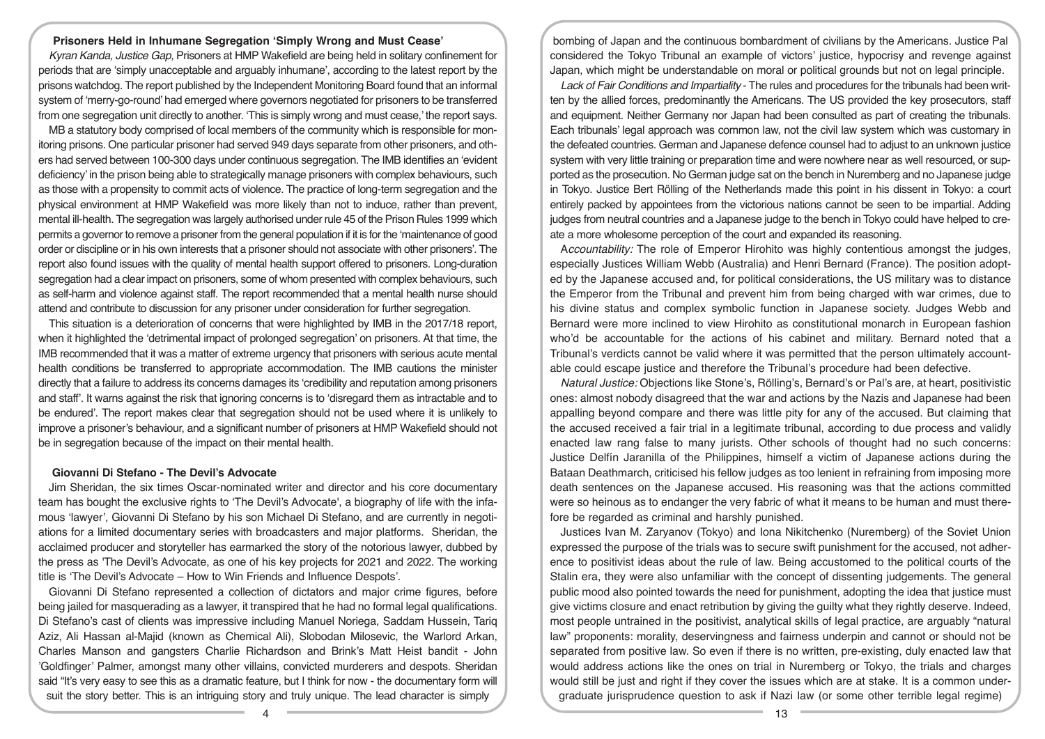### Prisoners Held in Inhumane Segregation 'Simply Wrong and Must Cease'

*Kyran Kanda, Justice Gap,* Prisoners at HMP Wakefield are being held in solitary confinement for periods that are 'simply unacceptable and arguably inhumane', according to the latest report by the prisons watchdog. The report published by the Independent Monitoring Board found that an informal system of 'merry-go-round' had emerged where governors negotiated for prisoners to be transferred from one segregation unit directly to another. 'This is simply wrong and must cease,' the report says.

MB a statutory body comprised of local members of the community which is responsible for monitoring prisons. One particular prisoner had served 949 days separate from other prisoners, and others had served between 100-300 days under continuous segregation. The IMB identifies an 'evident deficiency' in the prison being able to strategically manage prisoners with complex behaviours, such as those with a propensity to commit acts of violence. The practice of long-term segregation and the physical environment at HMP Wakefield was more likely than not to induce, rather than prevent, mental ill-health. The segregation was largely authorised under rule 45 of the Prison Rules 1999 which permits a governor to remove a prisoner from the general population if it is for the 'maintenance of good order or discipline or in his own interests that a prisoner should not associate with other prisoners'. The report also found issues with the quality of mental health support offered to prisoners. Long-duration segregation had a clear impact on prisoners, some of whom presented with complex behaviours, such as self-harm and violence against staff. The report recommended that a mental health nurse should attend and contribute to discussion for any prisoner under consideration for further segregation.

This situation is a deterioration of concerns that were highlighted by IMB in the 2017/18 report, when it highlighted the 'detrimental impact of prolonged segregation' on prisoners. At that time, the IMB recommended that it was a matter of extreme urgency that prisoners with serious acute mental health conditions be transferred to appropriate accommodation. The IMB cautions the minister directly that a failure to address its concerns damages its 'credibility and reputation among prisoners and staff'. It warns against the risk that ignoring concerns is to 'disregard them as intractable and to be endured'. The report makes clear that segregation should not be used where it is unlikely to improve a prisoner's behaviour, and a significant number of prisoners at HMP Wakefield should not be in segregation because of the impact on their mental health.

### Giovanni Di Stefano - The Devil's Advocate

Jim Sheridan, the six times Oscar-nominated writer and director and his core documentary team has bought the exclusive rights to 'The Devil's Advocate', a biography of life with the infamous 'lawyer', Giovanni Di Stefano by his son Michael Di Stefano, and are currently in negotiations for a limited documentary series with broadcasters and major platforms. Sheridan, the acclaimed producer and storyteller has earmarked the story of the notorious lawyer, dubbed by the press as 'The Devil's Advocate, as one of his key projects for 2021 and 2022. The working title is 'The Devil's Advocate – How to Win Friends and Influence Despots'.

Giovanni Di Stefano represented a collection of dictators and major crime figures, before being jailed for masquerading as a lawyer, it transpired that he had no formal legal qualifications. Di Stefano's cast of clients was impressive including Manuel Noriega, Saddam Hussein, Tariq Aziz, Ali Hassan al-Majid (known as Chemical Ali), Slobodan Milosevic, the Warlord Arkan, Charles Manson and gangsters Charlie Richardson and Brink's Matt Heist bandit - John 'Goldfinger' Palmer, amongst many other villains, convicted murderers and despots. Sheridan said "It's very easy to see this as a dramatic feature, but I think for now - the documentary form will suit the story better. This is an intriguing story and truly unique. The lead character is simply

bombing of Japan and the continuous bombardment of civilians by the Americans. Justice Pal considered the Tokyo Tribunal an example of victors' justice, hypocrisy and revenge against Japan, which might be understandable on moral or political grounds but not on legal principle.

*Lack of Fair Conditions and Impartiality* - The rules and procedures for the tribunals had been written by the allied forces, predominantly the Americans. The US provided the key prosecutors, staff and equipment. Neither Germany nor Japan had been consulted as part of creating the tribunals. Each tribunals' legal approach was common law, not the civil law system which was customary in the defeated countries. German and Japanese defence counsel had to adjust to an unknown justice system with very little training or preparation time and were nowhere near as well resourced, or supported as the prosecution. No German judge sat on the bench in Nuremberg and no Japanese judge in Tokyo. Justice Bert Rölling of the Netherlands made this point in his dissent in Tokyo: a court entirely packed by appointees from the victorious nations cannot be seen to be impartial. Adding judges from neutral countries and a Japanese judge to the bench in Tokyo could have helped to create a more wholesome perception of the court and expanded its reasoning.

*Accountability:* The role of Emperor Hirohito was highly contentious amongst the judges, especially Justices William Webb (Australia) and Henri Bernard (France). The position adopted by the Japanese accused and, for political considerations, the US military was to distance the Emperor from the Tribunal and prevent him from being charged with war crimes, due to his divine status and complex symbolic function in Japanese society. Judges Webb and Bernard were more inclined to view Hirohito as constitutional monarch in European fashion who'd be accountable for the actions of his cabinet and military. Bernard noted that a Tribunal's verdicts cannot be valid where it was permitted that the person ultimately accountable could escape justice and therefore the Tribunal's procedure had been defective.

*Natural Justice:* Objections like Stone's, Rölling's, Bernard's or Pal's are, at heart, positivistic ones: almost nobody disagreed that the war and actions by the Nazis and Japanese had been appalling beyond compare and there was little pity for any of the accused. But claiming that the accused received a fair trial in a legitimate tribunal, according to due process and validly enacted law rang false to many jurists. Other schools of thought had no such concerns: Justice Delfín Jaranilla of the Philippines, himself a victim of Japanese actions during the Bataan Deathmarch, criticised his fellow judges as too lenient in refraining from imposing more death sentences on the Japanese accused. His reasoning was that the actions committed were so heinous as to endanger the very fabric of what it means to be human and must therefore be regarded as criminal and harshly punished.

Justices Ivan M. Zaryanov (Tokyo) and Iona Nikitchenko (Nuremberg) of the Soviet Union expressed the purpose of the trials was to secure swift punishment for the accused, not adherence to positivist ideas about the rule of law. Being accustomed to the political courts of the Stalin era, they were also unfamiliar with the concept of dissenting judgements. The general public mood also pointed towards the need for punishment, adopting the idea that justice must give victims closure and enact retribution by giving the guilty what they rightly deserve. Indeed, most people untrained in the positivist, analytical skills of legal practice, are arguably "natural law" proponents: morality, deservingness and fairness underpin and cannot or should not be separated from positive law. So even if there is no written, pre-existing, duly enacted law that would address actions like the ones on trial in Nuremberg or Tokyo, the trials and charges would still be just and right if they cover the issues which are at stake. It is a common undergraduate jurisprudence question to ask if Nazi law (or some other terrible legal regime)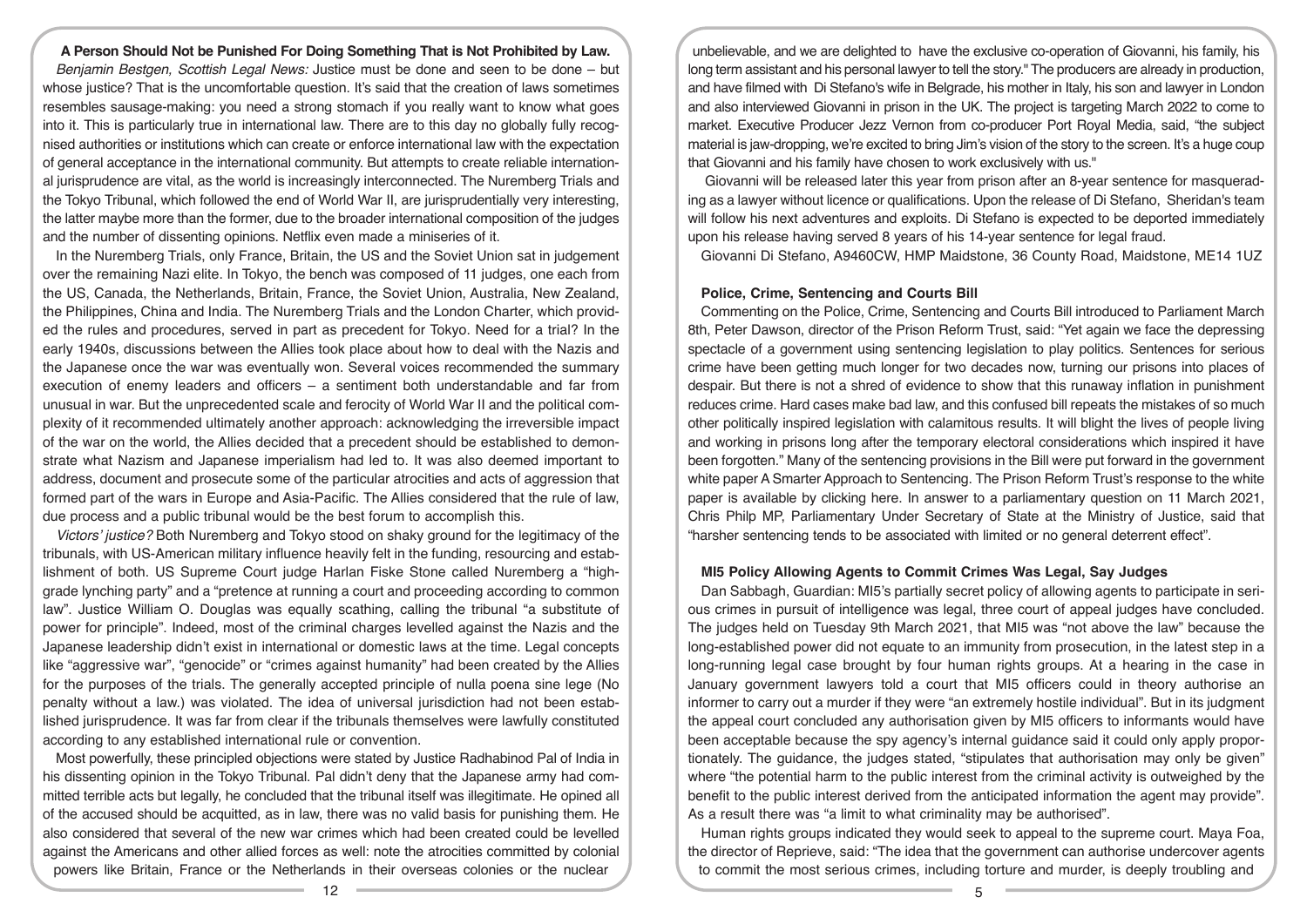## A Person Should Not be Punished For Doing Something That is Not Prohibited by Law.

*Benjamin Bestgen, Scottish Legal News:* Justice must be done and seen to be done – but whose justice? That is the uncomfortable question. It's said that the creation of laws sometimes resembles sausage-making: you need a strong stomach if you really want to know what goes into it. This is particularly true in international law. There are to this day no globally fully recognised authorities or institutions which can create or enforce international law with the expectation of general acceptance in the international community. But attempts to create reliable international jurisprudence are vital, as the world is increasingly interconnected. The Nuremberg Trials and the Tokyo Tribunal, which followed the end of World War II, are jurisprudentially very interesting, the latter maybe more than the former, due to the broader international composition of the judges and the number of dissenting opinions. Netflix even made a miniseries of it.

In the Nuremberg Trials, only France, Britain, the US and the Soviet Union sat in judgement over the remaining Nazi elite. In Tokyo, the bench was composed of 11 judges, one each from the US, Canada, the Netherlands, Britain, France, the Soviet Union, Australia, New Zealand, the Philippines, China and India. The Nuremberg Trials and the London Charter, which provided the rules and procedures, served in part as precedent for Tokyo. Need for a trial? In the early 1940s, discussions between the Allies took place about how to deal with the Nazis and the Japanese once the war was eventually won. Several voices recommended the summary execution of enemy leaders and officers – a sentiment both understandable and far from unusual in war. But the unprecedented scale and ferocity of World War II and the political complexity of it recommended ultimately another approach: acknowledging the irreversible impact of the war on the world, the Allies decided that a precedent should be established to demonstrate what Nazism and Japanese imperialism had led to. It was also deemed important to address, document and prosecute some of the particular atrocities and acts of aggression that formed part of the wars in Europe and Asia-Pacific. The Allies considered that the rule of law, due process and a public tribunal would be the best forum to accomplish this.

*Victors' justice?* Both Nuremberg and Tokyo stood on shaky ground for the legitimacy of the tribunals, with US-American military influence heavily felt in the funding, resourcing and establishment of both. US Supreme Court judge Harlan Fiske Stone called Nuremberg a "high-grade lynching party" and a "pretence at running a court and proceeding according to common law". Justice William O. Douglas was equally scathing, calling the tribunal "a substitute of power for principle". Indeed, most of the criminal charges levelled against the Nazis and the Japanese leadership didn't exist in international or domestic laws at the time. Legal concepts like "aggressive war", "genocide" or "crimes against humanity" had been created by the Allies for the purposes of the trials. The generally accepted principle of nulla poena sine lege (No penalty without a law.) was violated. The idea of universal jurisdiction had not been established jurisprudence. It was far from clear if the tribunals themselves were lawfully constituted according to any established international rule or convention.

Most powerfully, these principled objections were stated by Justice Radhabinod Pal of India in his dissenting opinion in the Tokyo Tribunal. Pal didn't deny that the Japanese army had committed terrible acts but legally, he concluded that the tribunal itself was illegitimate. He opined all of the accused should be acquitted, as in law, there was no valid basis for punishing them. He also considered that several of the new war crimes which had been created could be levelled against the Americans and other allied forces as well: note the atrocities committed by colonial powers like Britain, France or the Netherlands in their overseas colonies or the nuclear

unbelievable, and we are delighted to have the exclusive co-operation of Giovanni, his family, his long term assistant and his personal lawyer to tell the story." The producers are already in production, and have filmed with Di Stefano's wife in Belgrade, his mother in Italy, his son and lawyer in London and also interviewed Giovanni in prison in the UK. The project is targeting March 2022 to come to market. Executive Producer Jezz Vernon from co-producer Port Royal Media, said, "the subject material is jaw-dropping, we're excited to bring Jim's vision of the story to the screen. It's a huge coup that Giovanni and his family have chosen to work exclusively with us."

Giovanni will be released later this year from prison after an 8-year sentence for masquerading as a lawyer without licence or qualifications. Upon the release of Di Stefano, Sheridan's team will follow his next adventures and exploits. Di Stefano is expected to be deported immediately upon his release having served 8 years of his 14-year sentence for legal fraud.

Giovanni Di Stefano, A9460CW, HMP Maidstone, 36 County Road, Maidstone, ME14 1UZ

## Police, Crime, Sentencing and Courts Bill

Commenting on the Police, Crime, Sentencing and Courts Bill introduced to Parliament March 8th, Peter Dawson, director of the Prison Reform Trust, said: "Yet again we face the depressing spectacle of a government using sentencing legislation to play politics. Sentences for serious crime have been getting much longer for two decades now, turning our prisons into places of despair. But there is not a shred of evidence to show that this runaway inflation in punishment reduces crime. Hard cases make bad law, and this confused bill repeats the mistakes of so much other politically inspired legislation with calamitous results. It will blight the lives of people living and working in prisons long after the temporary electoral considerations which inspired it have been forgotten." Many of the sentencing provisions in the Bill were put forward in the government white paper A Smarter Approach to Sentencing. The Prison Reform Trust's response to the white paper is available by clicking here. In answer to a parliamentary question on 11 March 2021, Chris Philp MP, Parliamentary Under Secretary of State at the Ministry of Justice, said that "harsher sentencing tends to be associated with limited or no general deterrent effect".

## MI5 Policy Allowing Agents to Commit Crimes Was Legal, Say Judges

Dan Sabbagh, Guardian: MI5's partially secret policy of allowing agents to participate in serious crimes in pursuit of intelligence was legal, three court of appeal judges have concluded. The judges held on Tuesday 9th March 2021, that MI5 was "not above the law" because the long-established power did not equate to an immunity from prosecution, in the latest step in a long-running legal case brought by four human rights groups. At a hearing in the case in January government lawyers told a court that MI5 officers could in theory authorise an informer to carry out a murder if they were "an extremely hostile individual". But in its judgment the appeal court concluded any authorisation given by MI5 officers to informants would have been acceptable because the spy agency's internal guidance said it could only apply proportionately. The guidance, the judges stated, "stipulates that authorisation may only be given" where "the potential harm to the public interest from the criminal activity is outweighed by the benefit to the public interest derived from the anticipated information the agent may provide". As a result there was "a limit to what criminality may be authorised".

Human rights groups indicated they would seek to appeal to the supreme court. Maya Foa, the director of Reprieve, said: "The idea that the government can authorise undercover agents to commit the most serious crimes, including torture and murder, is deeply troubling and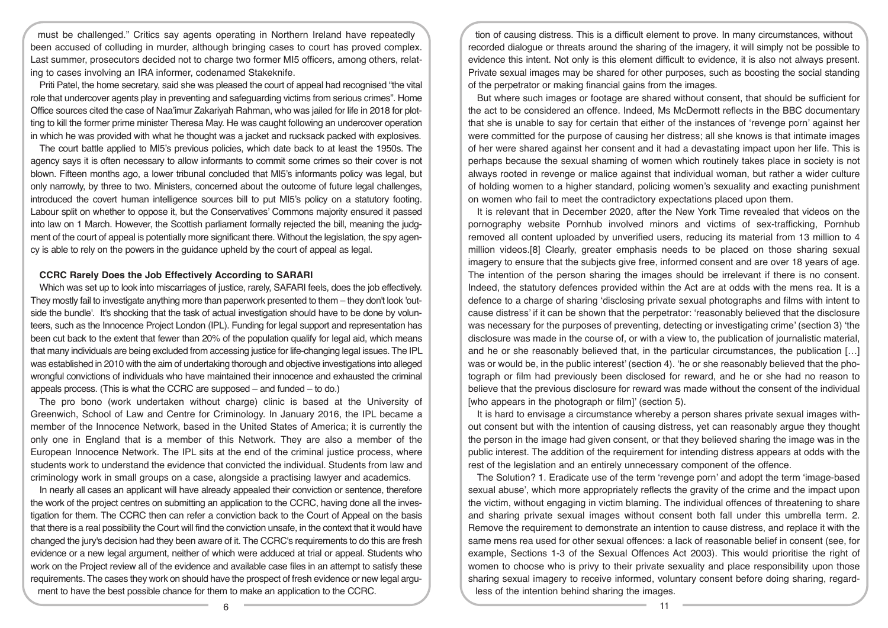must be challenged." Critics say agents operating in Northern Ireland have repeatedly been accused of colluding in murder, although bringing cases to court has proved complex. Last summer, prosecutors decided not to charge two former MI5 officers, among others, relating to cases involving an IRA informer, codenamed Stakeknife.

Priti Patel, the home secretary, said she was pleased the court of appeal had recognised "the vital role that undercover agents play in preventing and safeguarding victims from serious crimes". Home Office sources cited the case of Naa'imur Zakariyah Rahman, who was jailed for life in 2018 for plotting to kill the former prime minister Theresa May. He was caught following an undercover operation in which he was provided with what he thought was a jacket and rucksack packed with explosives.

The court battle applied to MI5's previous policies, which date back to at least the 1950s. The agency says it is often necessary to allow informants to commit some crimes so their cover is not blown. Fifteen months ago, a lower tribunal concluded that MI5's informants policy was legal, but only narrowly, by three to two. Ministers, concerned about the outcome of future legal challenges, introduced the covert human intelligence sources bill to put MI5's policy on a statutory footing. Labour split on whether to oppose it, but the Conservatives' Commons majority ensured it passed into law on 1 March. However, the Scottish parliament formally rejected the bill, meaning the judgment of the court of appeal is potentially more significant there. Without the legislation, the spy agency is able to rely on the powers in the guidance upheld by the court of appeal as legal.

**CCRC Rarely Does the Job Effectively According to SARARI**

Which was set up to look into miscarriages of justice, rarely, SAFARI feels, does the job effectively. They mostly fail to investigate anything more than paperwork presented to them – they don't look 'outside the bundle'. It's shocking that the task of actual investigation should have to be done by volunteers, such as the Innocence Project London (IPL). Funding for legal support and representation has been cut back to the extent that fewer than 20% of the population qualify for legal aid, which means that many individuals are being excluded from accessing justice for life-changing legal issues. The IPL was established in 2010 with the aim of undertaking thorough and objective investigations into alleged wrongful convictions of individuals who have maintained their innocence and exhausted the criminal appeals process. (This is what the CCRC are supposed – and funded – to do.)

The pro bono (work undertaken without charge) clinic is based at the University of Greenwich, School of Law and Centre for Criminology. In January 2016, the IPL became a member of the Innocence Network, based in the United States of America; it is currently the only one in England that is a member of this Network. They are also a member of the European Innocence Network. The IPL sits at the end of the criminal justice process, where students work to understand the evidence that convicted the individual. Students from law and criminology work in small groups on a case, alongside a practising lawyer and academics.

In nearly all cases an applicant will have already appealed their conviction or sentence, therefore the work of the project centres on submitting an application to the CCRC, having done all the investigation for them. The CCRC then can refer a conviction back to the Court of Appeal on the basis that there is a real possibility the Court will find the conviction unsafe, in the context that it would have changed the jury's decision had they been aware of it. The CCRC's requirements to do this are fresh evidence or a new legal argument, neither of which were adduced at trial or appeal. Students who work on the Project review all of the evidence and available case files in an attempt to satisfy these requirements. The cases they work on should have the prospect of fresh evidence or new legal argument to have the best possible chance for them to make an application to the CCRC.

tion of causing distress. This is a difficult element to prove. In many circumstances, without recorded dialogue or threats around the sharing of the imagery, it will simply not be possible to evidence this intent. Not only is this element difficult to evidence, it is also not always present. Private sexual images may be shared for other purposes, such as boosting the social standing of the perpetrator or making financial gains from the images.

But where such images or footage are shared without consent, that should be sufficient for the act to be considered an offence. Indeed, Ms McDermott reflects in the BBC documentary that she is unable to say for certain that either of the instances of 'revenge porn' against her were committed for the purpose of causing her distress; all she knows is that intimate images of her were shared against her consent and it had a devastating impact upon her life. This is perhaps because the sexual shaming of women which routinely takes place in society is not always rooted in revenge or malice against that individual woman, but rather a wider culture of holding women to a higher standard, policing women's sexuality and exacting punishment on women who fail to meet the contradictory expectations placed upon them.

It is relevant that in December 2020, after the New York Time revealed that videos on the pornography website Pornhub involved minors and victims of sex-trafficking, Pornhub removed all content uploaded by unverified users, reducing its material from 13 million to 4 million videos.[8] Clearly, greater emphasis needs to be placed on those sharing sexual imagery to ensure that the subjects give free, informed consent and are over 18 years of age. The intention of the person sharing the images should be irrelevant if there is no consent. Indeed, the statutory defences provided within the Act are at odds with the mens rea. It is a defence to a charge of sharing 'disclosing private sexual photographs and films with intent to cause distress' if it can be shown that the perpetrator: 'reasonably believed that the disclosure was necessary for the purposes of preventing, detecting or investigating crime' (section 3) 'the disclosure was made in the course of, or with a view to, the publication of journalistic material, and he or she reasonably believed that, in the particular circumstances, the publication […] was or would be, in the public interest' (section 4). 'he or she reasonably believed that the photograph or film had previously been disclosed for reward, and he or she had no reason to believe that the previous disclosure for reward was made without the consent of the individual [who appears in the photograph or film]' (section 5).

It is hard to envisage a circumstance whereby a person shares private sexual images without consent but with the intention of causing distress, yet can reasonably argue they thought the person in the image had given consent, or that they believed sharing the image was in the public interest. The addition of the requirement for intending distress appears at odds with the rest of the legislation and an entirely unnecessary component of the offence.

The Solution? 1. Eradicate use of the term 'revenge porn' and adopt the term 'image-based sexual abuse', which more appropriately reflects the gravity of the crime and the impact upon the victim, without engaging in victim blaming. The individual offences of threatening to share and sharing private sexual images without consent both fall under this umbrella term. 2. Remove the requirement to demonstrate an intention to cause distress, and replace it with the same mens rea used for other sexual offences: a lack of reasonable belief in consent (see, for example, Sections 1-3 of the Sexual Offences Act 2003). This would prioritise the right of women to choose who is privy to their private sexuality and place responsibility upon those sharing sexual imagery to receive informed, voluntary consent before doing sharing, regardless of the intention behind sharing the images.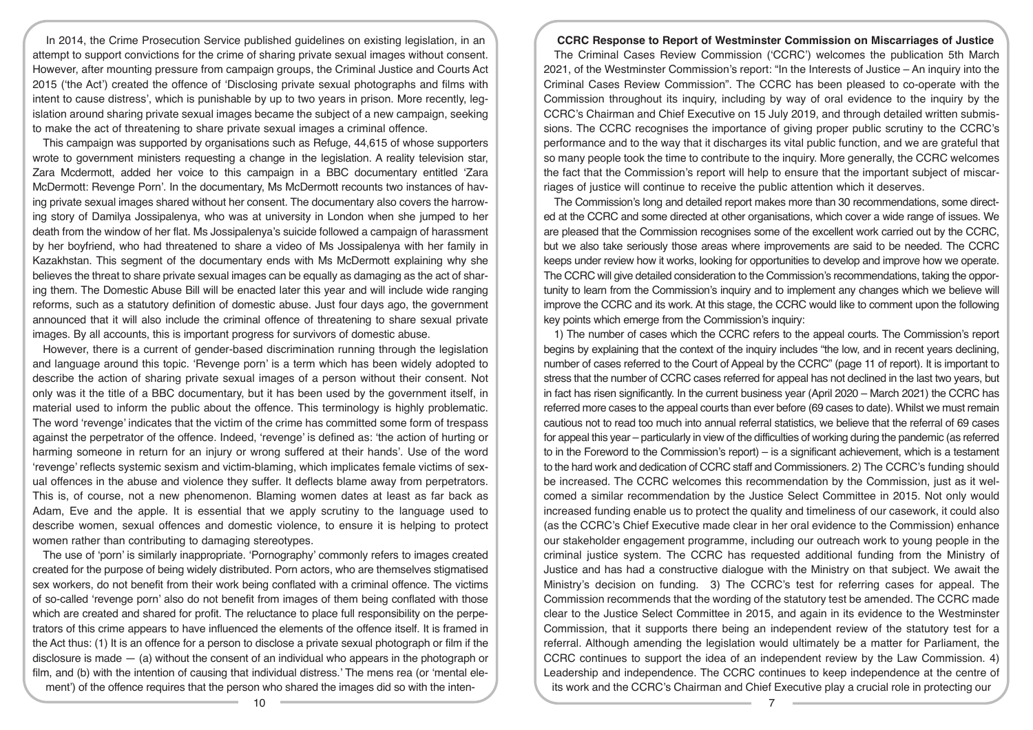In 2014, the Crime Prosecution Service published guidelines on existing legislation, in an attempt to support convictions for the crime of sharing private sexual images without consent. However, after mounting pressure from campaign groups, the Criminal Justice and Courts Act 2015 ('the Act') created the offence of 'Disclosing private sexual photographs and films with intent to cause distress', which is punishable by up to two years in prison. More recently, legislation around sharing private sexual images became the subject of a new campaign, seeking to make the act of threatening to share private sexual images a criminal offence.

This campaign was supported by organisations such as Refuge, 44,615 of whose supporters wrote to government ministers requesting a change in the legislation. A reality television star, Zara Mcdermott, added her voice to this campaign in a BBC documentary entitled 'Zara McDermott: Revenge Porn'. In the documentary, Ms McDermott recounts two instances of having private sexual images shared without her consent. The documentary also covers the harrowing story of Damilya Jossipalenya, who was at university in London when she jumped to her death from the window of her flat. Ms Jossipalenya's suicide followed a campaign of harassment by her boyfriend, who had threatened to share a video of Ms Jossipalenya with her family in Kazakhstan. This segment of the documentary ends with Ms McDermott explaining why she believes the threat to share private sexual images can be equally as damaging as the act of sharing them. The Domestic Abuse Bill will be enacted later this year and will include wide ranging reforms, such as a statutory definition of domestic abuse. Just four days ago, the government announced that it will also include the criminal offence of threatening to share sexual private images. By all accounts, this is important progress for survivors of domestic abuse.

However, there is a current of gender-based discrimination running through the legislation and language around this topic. 'Revenge porn' is a term which has been widely adopted to describe the action of sharing private sexual images of a person without their consent. Not only was it the title of a BBC documentary, but it has been used by the government itself, in material used to inform the public about the offence. This terminology is highly problematic. The word 'revenge' indicates that the victim of the crime has committed some form of trespass against the perpetrator of the offence. Indeed, 'revenge' is defined as: 'the action of hurting or harming someone in return for an injury or wrong suffered at their hands'. Use of the word 'revenge' reflects systemic sexism and victim-blaming, which implicates female victims of sexual offences in the abuse and violence they suffer. It deflects blame away from perpetrators. This is, of course, not a new phenomenon. Blaming women dates at least as far back as Adam, Eve and the apple. It is essential that we apply scrutiny to the language used to describe women, sexual offences and domestic violence, to ensure it is helping to protect women rather than contributing to damaging stereotypes.

The use of 'porn' is similarly inappropriate. 'Pornography' commonly refers to images created created for the purpose of being widely distributed. Porn actors, who are themselves stigmatised sex workers, do not benefit from their work being conflated with a criminal offence. The victims of so-called 'revenge porn' also do not benefit from images of them being conflated with those which are created and shared for profit. The reluctance to place full responsibility on the perpetrators of this crime appears to have influenced the elements of the offence itself. It is framed in the Act thus: (1) It is an offence for a person to disclose a private sexual photograph or film if the disclosure is made — (a) without the consent of an individual who appears in the photograph or film, and (b) with the intention of causing that individual distress.' The mens rea (or 'mental element') of the offence requires that the person who shared the images did so with the inten-

## CCRC Response to Report of Westminster Commission on Miscarriages of Justice

The Criminal Cases Review Commission ('CCRC') welcomes the publication 5th March 2021, of the Westminster Commission's report: "In the Interests of Justice – An inquiry into the Criminal Cases Review Commission". The CCRC has been pleased to co-operate with the Commission throughout its inquiry, including by way of oral evidence to the inquiry by the CCRC's Chairman and Chief Executive on 15 July 2019, and through detailed written submissions. The CCRC recognises the importance of giving proper public scrutiny to the CCRC's performance and to the way that it discharges its vital public function, and we are grateful that so many people took the time to contribute to the inquiry. More generally, the CCRC welcomes the fact that the Commission's report will help to ensure that the important subject of miscarriages of justice will continue to receive the public attention which it deserves.

The Commission's long and detailed report makes more than 30 recommendations, some directed at the CCRC and some directed at other organisations, which cover a wide range of issues. We are pleased that the Commission recognises some of the excellent work carried out by the CCRC, but we also take seriously those areas where improvements are said to be needed. The CCRC keeps under review how it works, looking for opportunities to develop and improve how we operate. The CCRC will give detailed consideration to the Commission's recommendations, taking the opportunity to learn from the Commission's inquiry and to implement any changes which we believe will improve the CCRC and its work. At this stage, the CCRC would like to comment upon the following key points which emerge from the Commission's inquiry:

1) The number of cases which the CCRC refers to the appeal courts. The Commission's report begins by explaining that the context of the inquiry includes "the low, and in recent years declining, number of cases referred to the Court of Appeal by the CCRC" (page 11 of report). It is important to stress that the number of CCRC cases referred for appeal has not declined in the last two years, but in fact has risen significantly. In the current business year (April 2020 – March 2021) the CCRC has referred more cases to the appeal courts than ever before (69 cases to date). Whilst we must remain cautious not to read too much into annual referral statistics, we believe that the referral of 69 cases for appeal this year – particularly in view of the difficulties of working during the pandemic (as referred to in the Foreword to the Commission's report) – is a significant achievement, which is a testament to the hard work and dedication of CCRC staff and Commissioners. 2) The CCRC's funding should be increased. The CCRC welcomes this recommendation by the Commission, just as it welcomed a similar recommendation by the Justice Select Committee in 2015. Not only would increased funding enable us to protect the quality and timeliness of our casework, it could also (as the CCRC's Chief Executive made clear in her oral evidence to the Commission) enhance our stakeholder engagement programme, including our outreach work to young people in the criminal justice system. The CCRC has requested additional funding from the Ministry of Justice and has had a constructive dialogue with the Ministry on that subject. We await the Ministry's decision on funding. 3) The CCRC's test for referring cases for appeal. The Commission recommends that the wording of the statutory test be amended. The CCRC made clear to the Justice Select Committee in 2015, and again in its evidence to the Westminster Commission, that it supports there being an independent review of the statutory test for a referral. Although amending the legislation would ultimately be a matter for Parliament, the CCRC continues to support the idea of an independent review by the Law Commission. 4) Leadership and independence. The CCRC continues to keep independence at the centre of its work and the CCRC's Chairman and Chief Executive play a crucial role in protecting our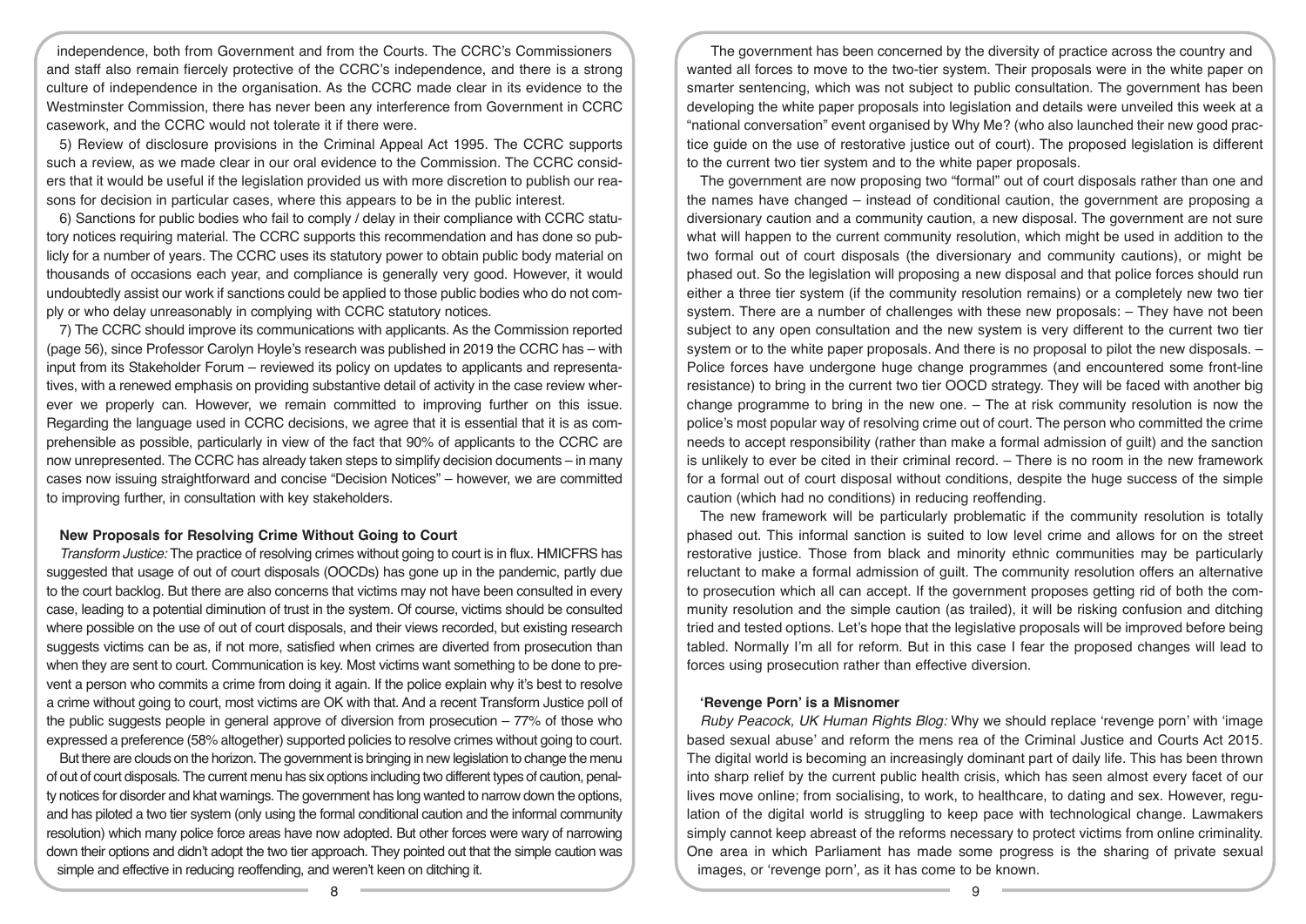independence, both from Government and from the Courts. The CCRC's Commissioners and staff also remain fiercely protective of the CCRC's independence, and there is a strong culture of independence in the organisation. As the CCRC made clear in its evidence to the Westminster Commission, there has never been any interference from Government in CCRC casework, and the CCRC would not tolerate it if there were.

5) Review of disclosure provisions in the Criminal Appeal Act 1995. The CCRC supports such a review, as we made clear in our oral evidence to the Commission. The CCRC considers that it would be useful if the legislation provided us with more discretion to publish our reasons for decision in particular cases, where this appears to be in the public interest.

6) Sanctions for public bodies who fail to comply / delay in their compliance with CCRC statutory notices requiring material. The CCRC supports this recommendation and has done so publicly for a number of years. The CCRC uses its statutory power to obtain public body material on thousands of occasions each year, and compliance is generally very good. However, it would undoubtedly assist our work if sanctions could be applied to those public bodies who do not comply or who delay unreasonably in complying with CCRC statutory notices.

7) The CCRC should improve its communications with applicants. As the Commission reported (page 56), since Professor Carolyn Hoyle's research was published in 2019 the CCRC has – with input from its Stakeholder Forum – reviewed its policy on updates to applicants and representatives, with a renewed emphasis on providing substantive detail of activity in the case review wherever we properly can. However, we remain committed to improving further on this issue. Regarding the language used in CCRC decisions, we agree that it is essential that it is as comprehensible as possible, particularly in view of the fact that 90% of applicants to the CCRC are now unrepresented. The CCRC has already taken steps to simplify decision documents – in many cases now issuing straightforward and concise "Decision Notices" – however, we are committed to improving further, in consultation with key stakeholders.

### New Proposals for Resolving Crime Without Going to Court

*Transform Justice:* The practice of resolving crimes without going to court is in flux. HMICFRS has suggested that usage of out of court disposals (OOCDs) has gone up in the pandemic, partly due to the court backlog. But there are also concerns that victims may not have been consulted in every case, leading to a potential diminution of trust in the system. Of course, victims should be consulted where possible on the use of out of court disposals, and their views recorded, but existing research suggests victims can be as, if not more, satisfied when crimes are diverted from prosecution than when they are sent to court. Communication is key. Most victims want something to be done to prevent a person who commits a crime from doing it again. If the police explain why it's best to resolve a crime without going to court, most victims are OK with that. And a recent Transform Justice poll of the public suggests people in general approve of diversion from prosecution – 77% of those who expressed a preference (58% altogether) supported policies to resolve crimes without going to court.

But there are clouds on the horizon. The government is bringing in new legislation to change the menu of out of court disposals. The current menu has six options including two different types of caution, penalty notices for disorder and khat warnings. The government has long wanted to narrow down the options, and has piloted a two tier system (only using the formal conditional caution and the informal community resolution) which many police force areas have now adopted. But other forces were wary of narrowing down their options and didn't adopt the two tier approach. They pointed out that the simple caution was simple and effective in reducing reoffending, and weren't keen on ditching it.

The government has been concerned by the diversity of practice across the country and wanted all forces to move to the two-tier system. Their proposals were in the white paper on smarter sentencing, which was not subject to public consultation. The government has been developing the white paper proposals into legislation and details were unveiled this week at a "national conversation" event organised by Why Me? (who also launched their new good practice guide on the use of restorative justice out of court). The proposed legislation is different to the current two tier system and to the white paper proposals.

The government are now proposing two "formal" out of court disposals rather than one and the names have changed – instead of conditional caution, the government are proposing a diversionary caution and a community caution, a new disposal. The government are not sure what will happen to the current community resolution, which might be used in addition to the two formal out of court disposals (the diversionary and community cautions), or might be phased out. So the legislation will proposing a new disposal and that police forces should run either a three tier system (if the community resolution remains) or a completely new two tier system. There are a number of challenges with these new proposals: – They have not been subject to any open consultation and the new system is very different to the current two tier system or to the white paper proposals. And there is no proposal to pilot the new disposals. – Police forces have undergone huge change programmes (and encountered some front-line resistance) to bring in the current two tier OOCD strategy. They will be faced with another big change programme to bring in the new one. – The at risk community resolution is now the police's most popular way of resolving crime out of court. The person who committed the crime needs to accept responsibility (rather than make a formal admission of guilt) and the sanction is unlikely to ever be cited in their criminal record. – There is no room in the new framework for a formal out of court disposal without conditions, despite the huge success of the simple caution (which had no conditions) in reducing reoffending.

The new framework will be particularly problematic if the community resolution is totally phased out. This informal sanction is suited to low level crime and allows for on the street restorative justice. Those from black and minority ethnic communities may be particularly reluctant to make a formal admission of guilt. The community resolution offers an alternative to prosecution which all can accept. If the government proposes getting rid of both the community resolution and the simple caution (as trailed), it will be risking confusion and ditching tried and tested options. Let's hope that the legislative proposals will be improved before being tabled. Normally I'm all for reform. But in this case I fear the proposed changes will lead to forces using prosecution rather than effective diversion.

### 'Revenge Porn' is a Misnomer

*Ruby Peacock, UK Human Rights Blog:* Why we should replace 'revenge porn' with 'image based sexual abuse' and reform the mens rea of the Criminal Justice and Courts Act 2015. The digital world is becoming an increasingly dominant part of daily life. This has been thrown into sharp relief by the current public health crisis, which has seen almost every facet of our lives move online; from socialising, to work, to healthcare, to dating and sex. However, regulation of the digital world is struggling to keep pace with technological change. Lawmakers simply cannot keep abreast of the reforms necessary to protect victims from online criminality. One area in which Parliament has made some progress is the sharing of private sexual images, or 'revenge porn', as it has come to be known.